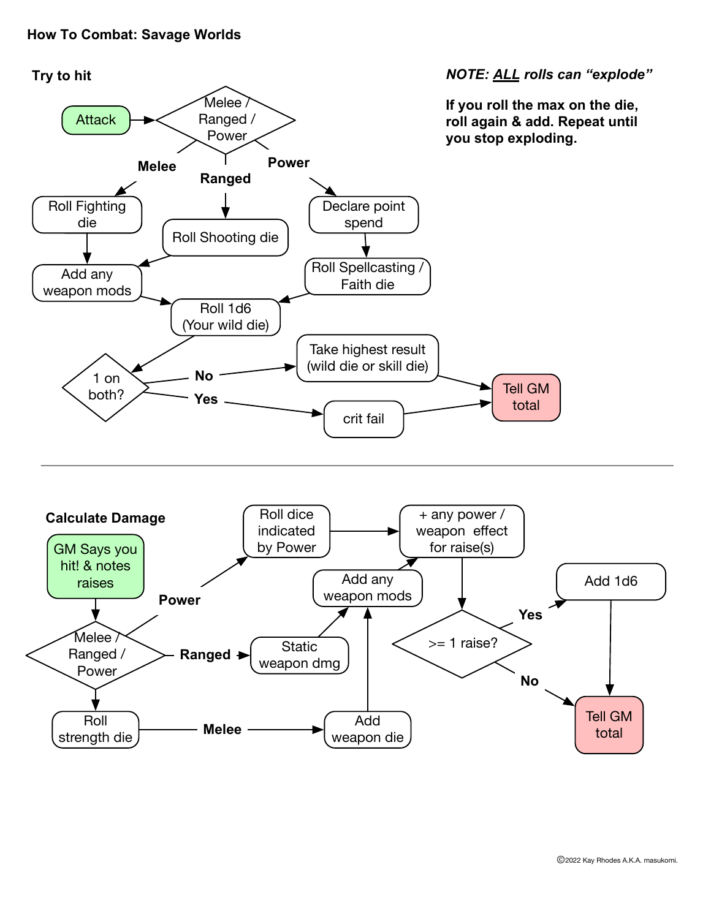# How To Combat: Savage Worlds

## Try to hit

***NOTE: ALL rolls can "explode"***

**If you roll the max on the die, roll again & add. Repeat until you stop exploding.**

Attack → Melee / Ranged / Power

- **Melee** → Roll Fighting die → Add any weapon mods → Roll 1d6 (Your wild die)
- **Ranged** → Roll Shooting die → Add any weapon mods → Roll 1d6 (Your wild die)
- **Power** → Declare point spend → Roll Spellcasting / Faith die → Roll 1d6 (Your wild die)

Roll 1d6 (Your wild die) → 1 on both?

- **No** → Take highest result (wild die or skill die) → Tell GM total
- **Yes** → crit fail → Tell GM total

---

## Calculate Damage

GM Says you hit! & notes raises → Melee / Ranged / Power

- **Power** → Roll dice indicated by Power → + any power / weapon effect for raise(s)
- **Ranged** → Static weapon dmg → Add any weapon mods → + any power / weapon effect for raise(s)
- **Melee** → Roll strength die → Add weapon die → Add any weapon mods → + any power / weapon effect for raise(s)

+ any power / weapon effect for raise(s) → >= 1 raise?

- **Yes** → Add 1d6 → Tell GM total
- **No** → Tell GM total

Ⓒ2022 Kay Rhodes A.K.A. masukomi.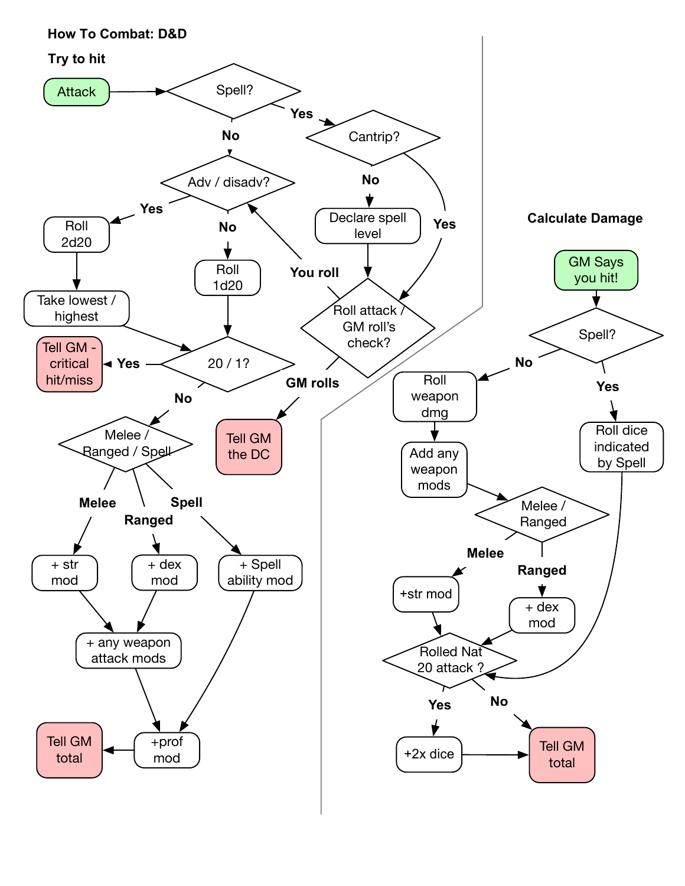**How To Combat: D&D**

**Try to hit**

Attack

Spell?

Yes

No

Cantrip?

No

Yes

Adv / disadv?

Yes

No

Declare spell level

Roll 2d20

Roll 1d20

You roll

Take lowest / highest

Roll attack / GM roll's check?

Tell GM - critical hit/miss

Yes

20 / 1?

GM rolls

No

Tell GM the DC

Melee / Ranged / Spell

Melee

Ranged

Spell

+ str mod

+ dex mod

+ Spell ability mod

+ any weapon attack mods

Tell GM total

+prof mod

**Calculate Damage**

GM Says you hit!

Spell?

No

Yes

Roll weapon dmg

Roll dice indicated by Spell

Add any weapon mods

Melee / Ranged

Melee

Ranged

+str mod

+ dex mod

Rolled Nat 20 attack ?

Yes

No

+2x dice

Tell GM total